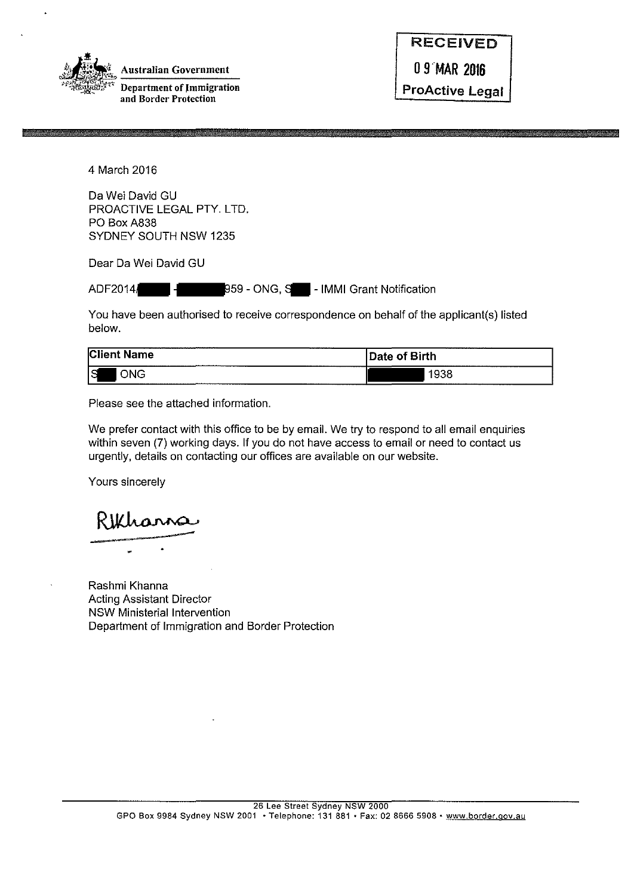Australian Government

Department of Immigration and Border Protection

RECEIVED

09 MAR 2016

ProActive Legal

4 March 2016

Da Wei David GU
PROACTIVE LEGAL PTY. LTD.
PO Box A838
SYDNEY SOUTH NSW 1235

Dear Da Wei David GU

ADF2014/[redacted] - [redacted]959 - ONG, S[redacted] - IMMI Grant Notification

You have been authorised to receive correspondence on behalf of the applicant(s) listed below.

| Client Name | Date of Birth |
|---|---|
| S[redacted] ONG | [redacted] 1938 |

Please see the attached information.

We prefer contact with this office to be by email. We try to respond to all email enquiries within seven (7) working days. If you do not have access to email or need to contact us urgently, details on contacting our offices are available on our website.

Yours sincerely

RKhanna

Rashmi Khanna
Acting Assistant Director
NSW Ministerial Intervention
Department of Immigration and Border Protection

26 Lee Street Sydney NSW 2000
GPO Box 9984 Sydney NSW 2001 • Telephone: 131 881 • Fax: 02 8666 5908 • www.border.gov.au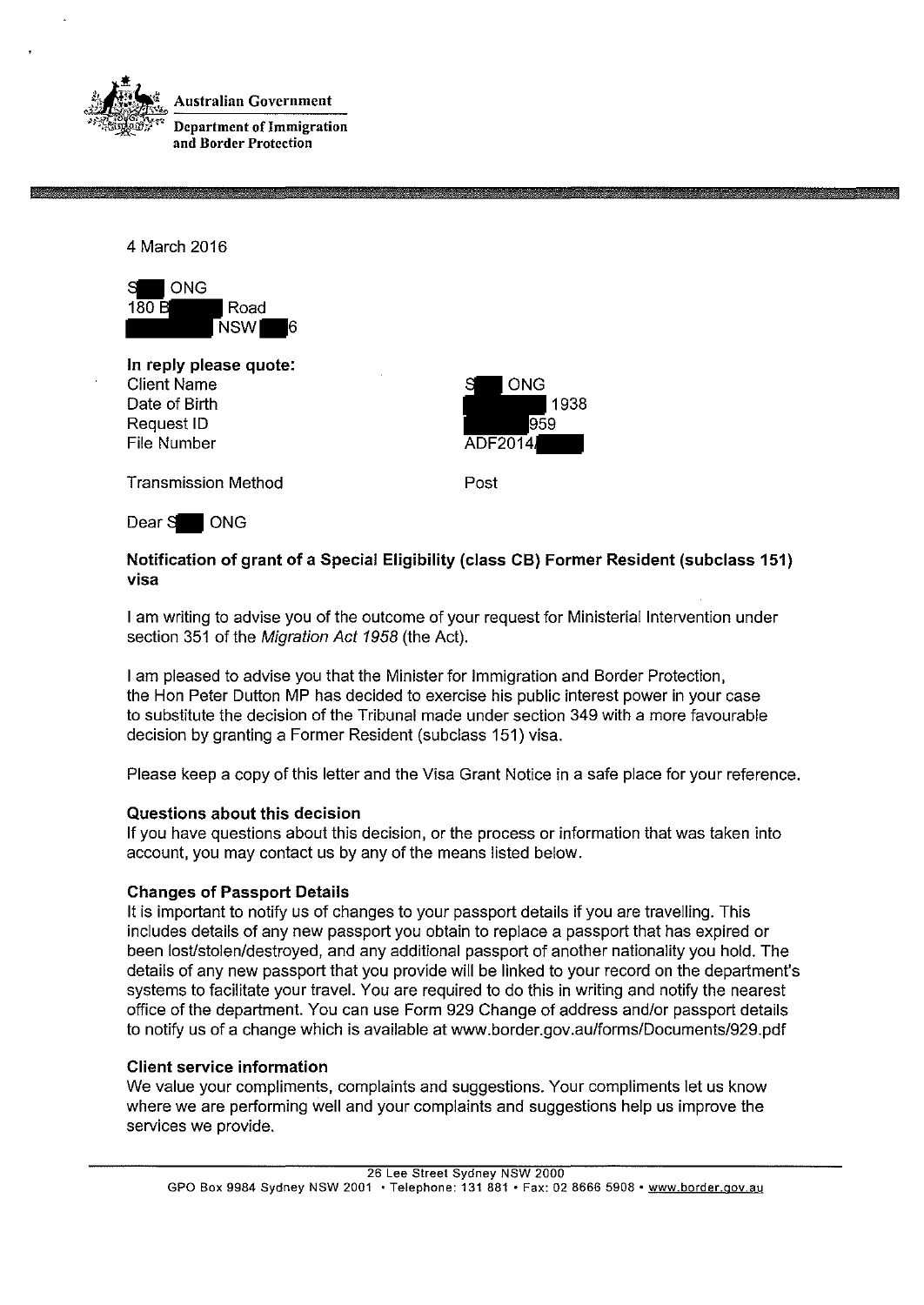Australian Government

Department of Immigration and Border Protection

4 March 2016

S█ ONG
180 B█ Road
█ NSW █6

**In reply please quote:**

| | |
|---|---|
| Client Name | S█ ONG |
| Date of Birth | █ 1938 |
| Request ID | █959 |
| File Number | ADF2014/█ |
| Transmission Method | Post |

Dear S█ ONG

**Notification of grant of a Special Eligibility (class CB) Former Resident (subclass 151) visa**

I am writing to advise you of the outcome of your request for Ministerial Intervention under section 351 of the *Migration Act 1958* (the Act).

I am pleased to advise you that the Minister for Immigration and Border Protection, the Hon Peter Dutton MP has decided to exercise his public interest power in your case to substitute the decision of the Tribunal made under section 349 with a more favourable decision by granting a Former Resident (subclass 151) visa.

Please keep a copy of this letter and the Visa Grant Notice in a safe place for your reference.

**Questions about this decision**

If you have questions about this decision, or the process or information that was taken into account, you may contact us by any of the means listed below.

**Changes of Passport Details**

It is important to notify us of changes to your passport details if you are travelling. This includes details of any new passport you obtain to replace a passport that has expired or been lost/stolen/destroyed, and any additional passport of another nationality you hold. The details of any new passport that you provide will be linked to your record on the department's systems to facilitate your travel. You are required to do this in writing and notify the nearest office of the department. You can use Form 929 Change of address and/or passport details to notify us of a change which is available at www.border.gov.au/forms/Documents/929.pdf

**Client service information**

We value your compliments, complaints and suggestions. Your compliments let us know where we are performing well and your complaints and suggestions help us improve the services we provide.

26 Lee Street Sydney NSW 2000
GPO Box 9984 Sydney NSW 2001 • Telephone: 131 881 • Fax: 02 8666 5908 • www.border.gov.au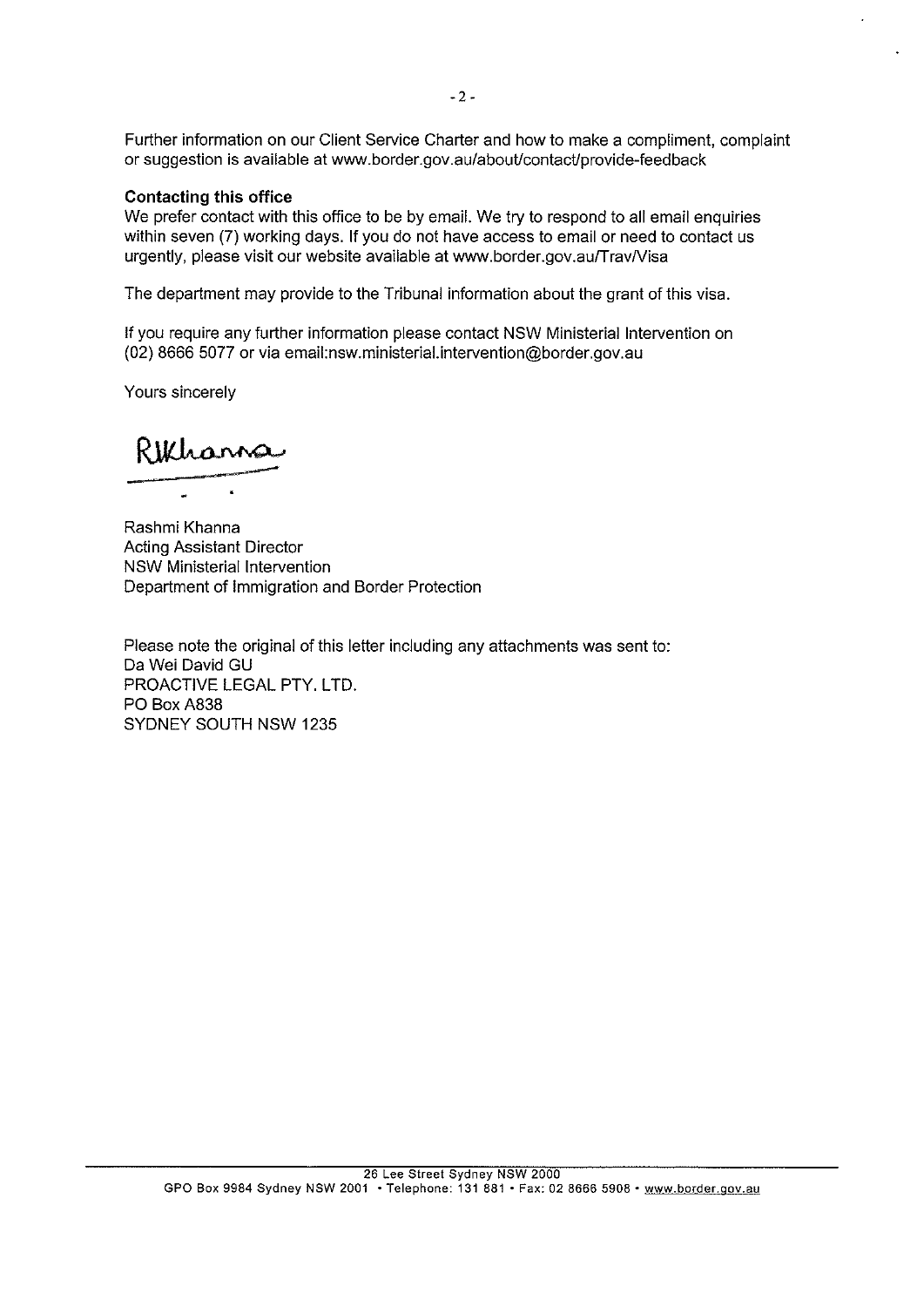Further information on our Client Service Charter and how to make a compliment, complaint or suggestion is available at www.border.gov.au/about/contact/provide-feedback

**Contacting this office**

We prefer contact with this office to be by email. We try to respond to all email enquiries within seven (7) working days. If you do not have access to email or need to contact us urgently, please visit our website available at www.border.gov.au/Trav/Visa

The department may provide to the Tribunal information about the grant of this visa.

If you require any further information please contact NSW Ministerial Intervention on (02) 8666 5077 or via email:nsw.ministerial.intervention@border.gov.au

Yours sincerely

RKhanna

Rashmi Khanna
Acting Assistant Director
NSW Ministerial Intervention
Department of Immigration and Border Protection

Please note the original of this letter including any attachments was sent to:
Da Wei David GU
PROACTIVE LEGAL PTY. LTD.
PO Box A838
SYDNEY SOUTH NSW 1235

26 Lee Street Sydney NSW 2000
GPO Box 9984 Sydney NSW 2001 • Telephone: 131 881 • Fax: 02 8666 5908 • www.border.gov.au